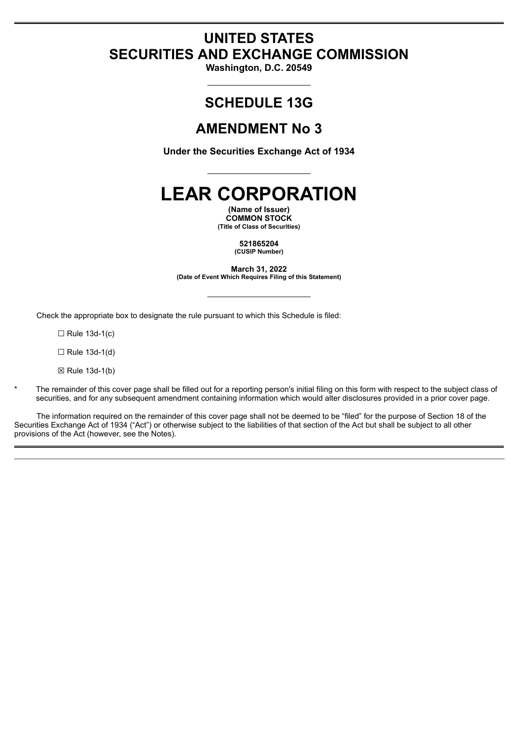# UNITED STATES
# SECURITIES AND EXCHANGE COMMISSION

**Washington, D.C. 20549**

## SCHEDULE 13G

## AMENDMENT No 3

**Under the Securities Exchange Act of 1934**

# LEAR CORPORATION

**(Name of Issuer)**
**COMMON STOCK**
**(Title of Class of Securities)**

**521865204**
**(CUSIP Number)**

**March 31, 2022**
**(Date of Event Which Requires Filing of this Statement)**

Check the appropriate box to designate the rule pursuant to which this Schedule is filed:

☐ Rule 13d-1(c)

☐ Rule 13d-1(d)

☒ Rule 13d-1(b)

\* The remainder of this cover page shall be filled out for a reporting person's initial filing on this form with respect to the subject class of securities, and for any subsequent amendment containing information which would alter disclosures provided in a prior cover page.

The information required on the remainder of this cover page shall not be deemed to be "filed" for the purpose of Section 18 of the Securities Exchange Act of 1934 ("Act") or otherwise subject to the liabilities of that section of the Act but shall be subject to all other provisions of the Act (however, see the Notes).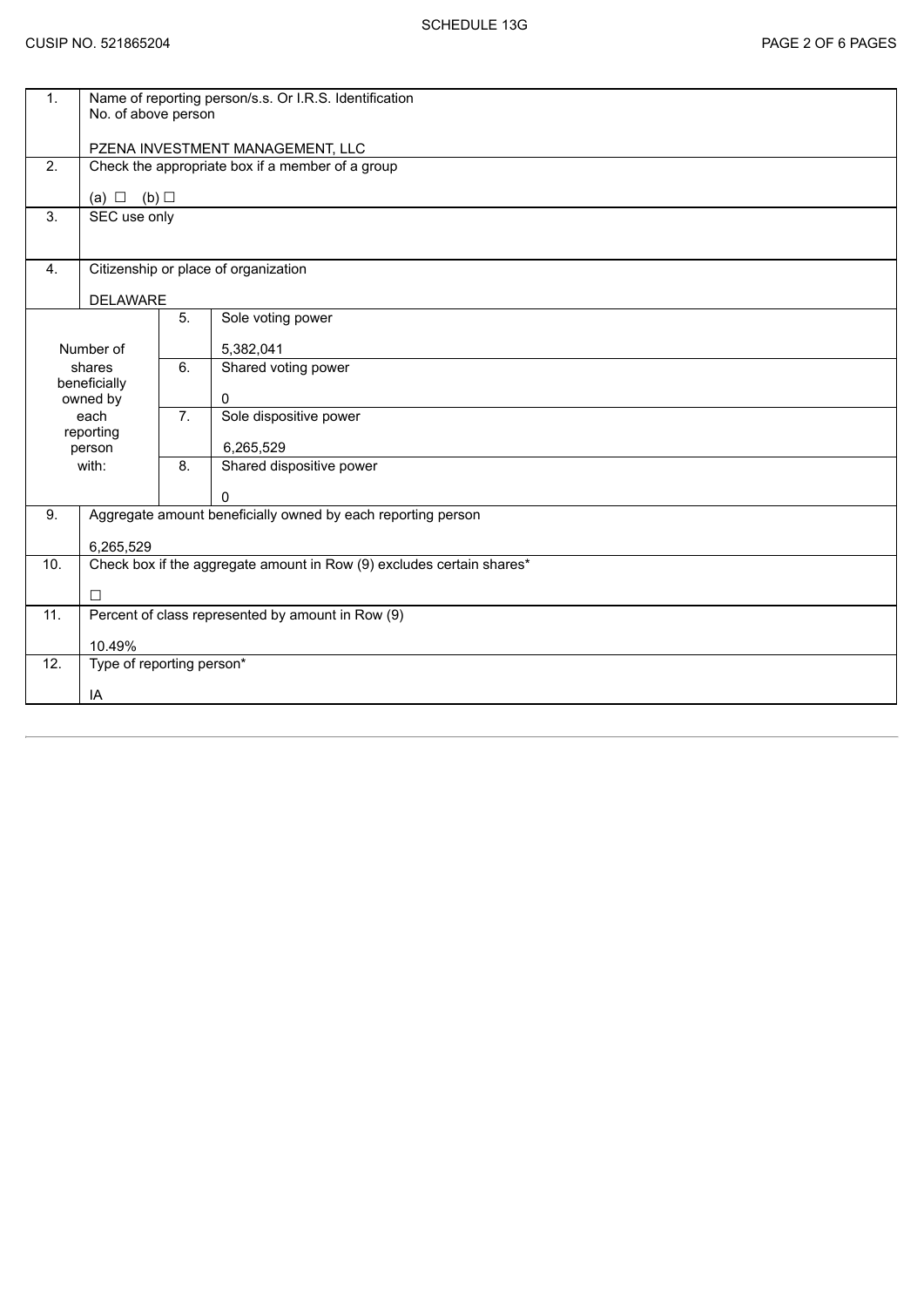SCHEDULE 13G

CUSIP NO. 521865204

| | | | |
|---|---|---|---|
| 1. | Name of reporting person/s.s. Or I.R.S. Identification No. of above person<br><br>PZENA INVESTMENT MANAGEMENT, LLC | | |
| 2. | Check the appropriate box if a member of a group<br><br>(a) ☐ (b) ☐ | | |
| 3. | SEC use only | | |
| 4. | Citizenship or place of organization<br><br>DELAWARE | | |
| Number of shares beneficially owned by each reporting person with: | 5. | Sole voting power<br><br>5,382,041 | |
| | 6. | Shared voting power<br><br>0 | |
| | 7. | Sole dispositive power<br><br>6,265,529 | |
| | 8. | Shared dispositive power<br><br>0 | |
| 9. | Aggregate amount beneficially owned by each reporting person<br><br>6,265,529 | | |
| 10. | Check box if the aggregate amount in Row (9) excludes certain shares*<br><br>☐ | | |
| 11. | Percent of class represented by amount in Row (9)<br><br>10.49% | | |
| 12. | Type of reporting person*<br><br>IA | | |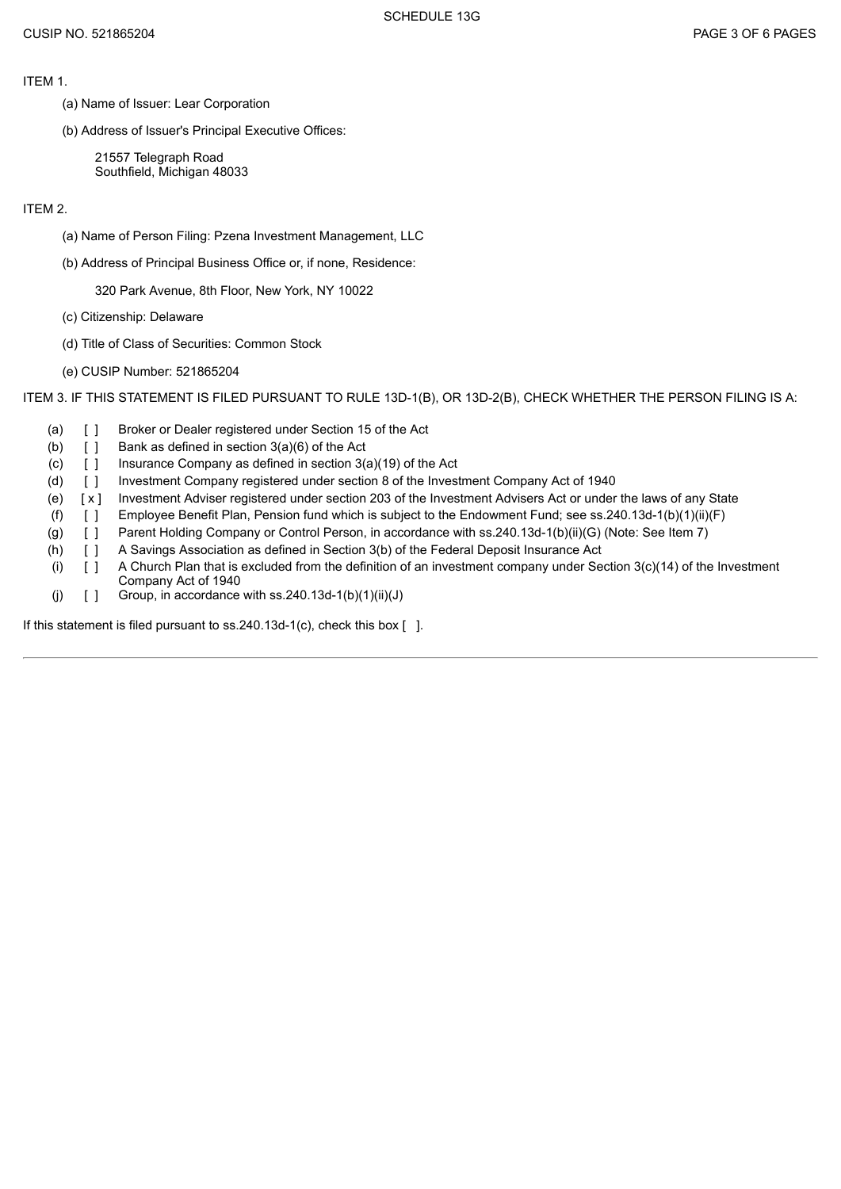ITEM 1.

(a) Name of Issuer: Lear Corporation

(b) Address of Issuer's Principal Executive Offices:

21557 Telegraph Road
Southfield, Michigan 48033

ITEM 2.

(a) Name of Person Filing: Pzena Investment Management, LLC

(b) Address of Principal Business Office or, if none, Residence:

320 Park Avenue, 8th Floor, New York, NY 10022

(c) Citizenship: Delaware

(d) Title of Class of Securities: Common Stock

(e) CUSIP Number: 521865204

ITEM 3. IF THIS STATEMENT IS FILED PURSUANT TO RULE 13D-1(B), OR 13D-2(B), CHECK WHETHER THE PERSON FILING IS A:

(a) [ ] Broker or Dealer registered under Section 15 of the Act
(b) [ ] Bank as defined in section 3(a)(6) of the Act
(c) [ ] Insurance Company as defined in section 3(a)(19) of the Act
(d) [ ] Investment Company registered under section 8 of the Investment Company Act of 1940
(e) [ x ] Investment Adviser registered under section 203 of the Investment Advisers Act or under the laws of any State
(f) [ ] Employee Benefit Plan, Pension fund which is subject to the Endowment Fund; see ss.240.13d-1(b)(1)(ii)(F)
(g) [ ] Parent Holding Company or Control Person, in accordance with ss.240.13d-1(b)(ii)(G) (Note: See Item 7)
(h) [ ] A Savings Association as defined in Section 3(b) of the Federal Deposit Insurance Act
(i) [ ] A Church Plan that is excluded from the definition of an investment company under Section 3(c)(14) of the Investment Company Act of 1940
(j) [ ] Group, in accordance with ss.240.13d-1(b)(1)(ii)(J)

If this statement is filed pursuant to ss.240.13d-1(c), check this box [ ].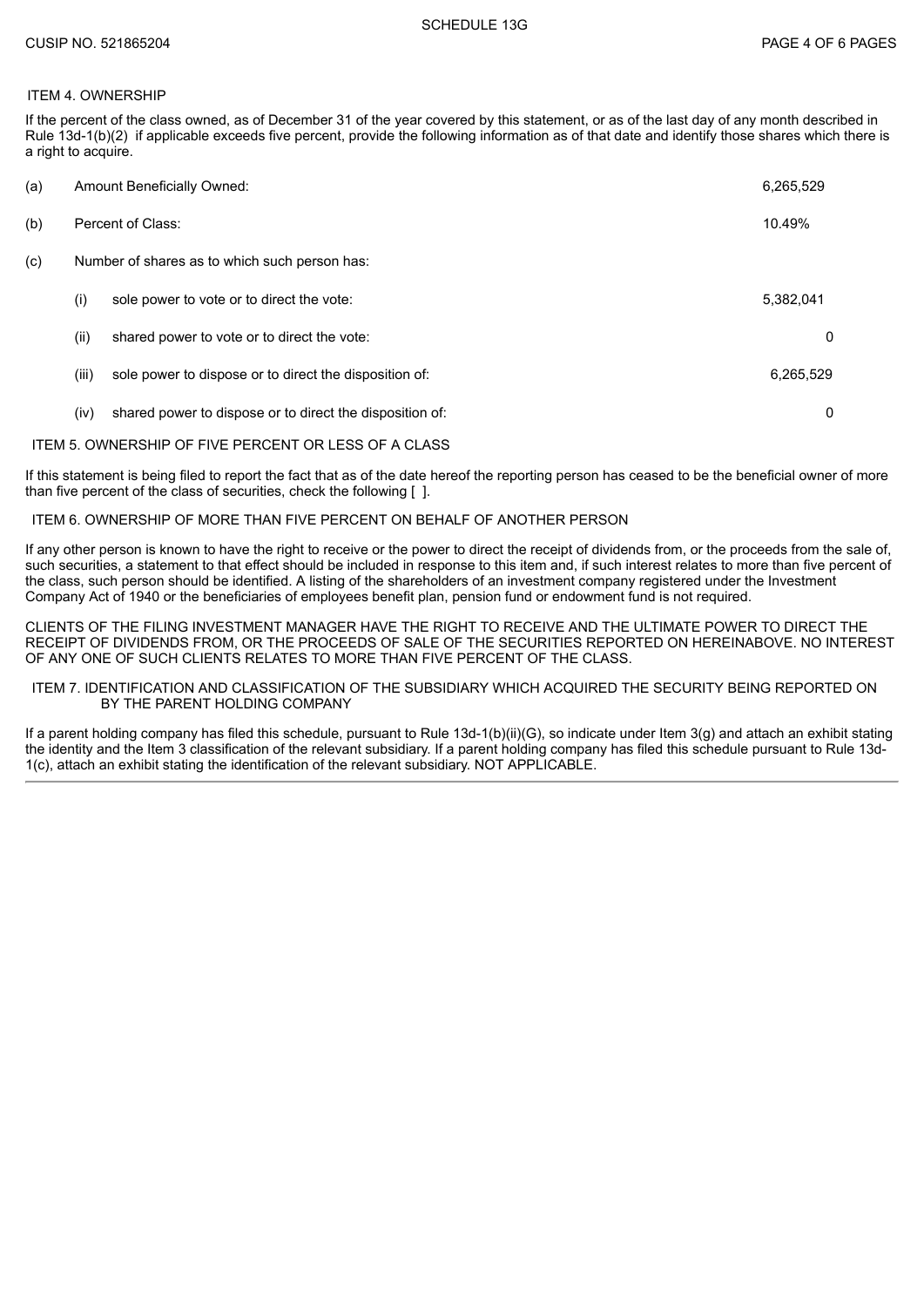## ITEM 4. OWNERSHIP

If the percent of the class owned, as of December 31 of the year covered by this statement, or as of the last day of any month described in Rule 13d-1(b)(2) if applicable exceeds five percent, provide the following information as of that date and identify those shares which there is a right to acquire.

| | | | |
|---|---|---|---|
| (a) | Amount Beneficially Owned: | | 6,265,529 |
| (b) | Percent of Class: | | 10.49% |
| (c) | Number of shares as to which such person has: | | |
| | (i) | sole power to vote or to direct the vote: | 5,382,041 |
| | (ii) | shared power to vote or to direct the vote: | 0 |
| | (iii) | sole power to dispose or to direct the disposition of: | 6,265,529 |
| | (iv) | shared power to dispose or to direct the disposition of: | 0 |

## ITEM 5. OWNERSHIP OF FIVE PERCENT OR LESS OF A CLASS

If this statement is being filed to report the fact that as of the date hereof the reporting person has ceased to be the beneficial owner of more than five percent of the class of securities, check the following [ ].

## ITEM 6. OWNERSHIP OF MORE THAN FIVE PERCENT ON BEHALF OF ANOTHER PERSON

If any other person is known to have the right to receive or the power to direct the receipt of dividends from, or the proceeds from the sale of, such securities, a statement to that effect should be included in response to this item and, if such interest relates to more than five percent of the class, such person should be identified. A listing of the shareholders of an investment company registered under the Investment Company Act of 1940 or the beneficiaries of employees benefit plan, pension fund or endowment fund is not required.

CLIENTS OF THE FILING INVESTMENT MANAGER HAVE THE RIGHT TO RECEIVE AND THE ULTIMATE POWER TO DIRECT THE RECEIPT OF DIVIDENDS FROM, OR THE PROCEEDS OF SALE OF THE SECURITIES REPORTED ON HEREINABOVE. NO INTEREST OF ANY ONE OF SUCH CLIENTS RELATES TO MORE THAN FIVE PERCENT OF THE CLASS.

## ITEM 7. IDENTIFICATION AND CLASSIFICATION OF THE SUBSIDIARY WHICH ACQUIRED THE SECURITY BEING REPORTED ON BY THE PARENT HOLDING COMPANY

If a parent holding company has filed this schedule, pursuant to Rule 13d-1(b)(ii)(G), so indicate under Item 3(g) and attach an exhibit stating the identity and the Item 3 classification of the relevant subsidiary. If a parent holding company has filed this schedule pursuant to Rule 13d-1(c), attach an exhibit stating the identification of the relevant subsidiary. NOT APPLICABLE.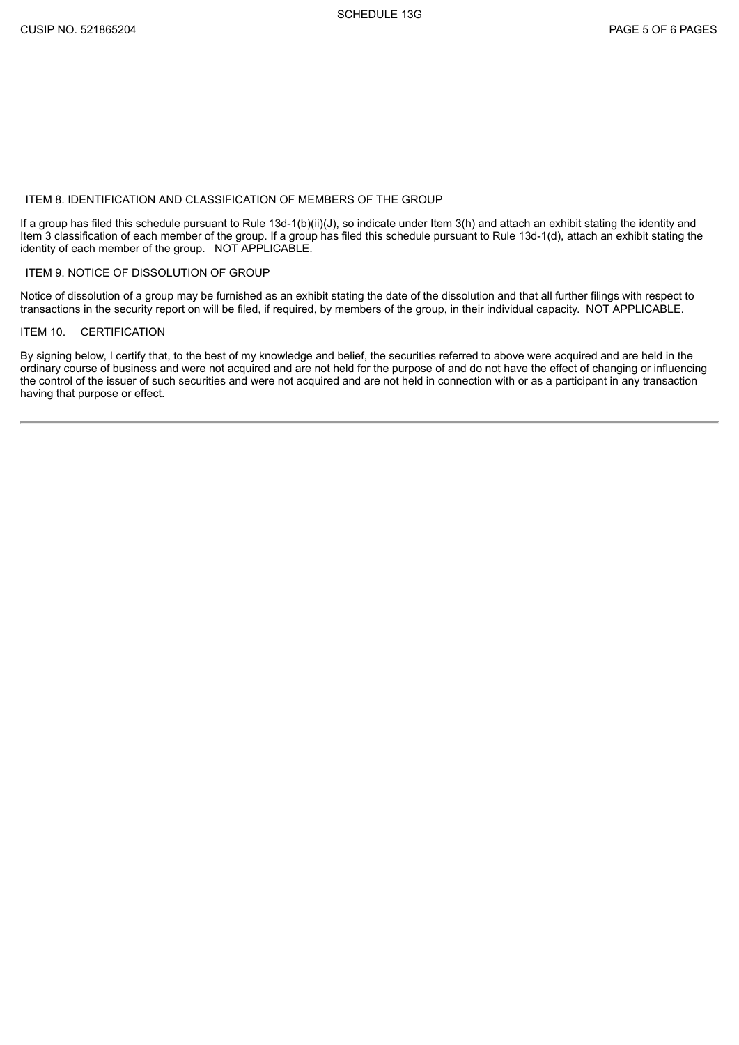## ITEM 8. IDENTIFICATION AND CLASSIFICATION OF MEMBERS OF THE GROUP

If a group has filed this schedule pursuant to Rule 13d-1(b)(ii)(J), so indicate under Item 3(h) and attach an exhibit stating the identity and Item 3 classification of each member of the group. If a group has filed this schedule pursuant to Rule 13d-1(d), attach an exhibit stating the identity of each member of the group. NOT APPLICABLE.

## ITEM 9. NOTICE OF DISSOLUTION OF GROUP

Notice of dissolution of a group may be furnished as an exhibit stating the date of the dissolution and that all further filings with respect to transactions in the security report on will be filed, if required, by members of the group, in their individual capacity. NOT APPLICABLE.

## ITEM 10. CERTIFICATION

By signing below, I certify that, to the best of my knowledge and belief, the securities referred to above were acquired and are held in the ordinary course of business and were not acquired and are not held for the purpose of and do not have the effect of changing or influencing the control of the issuer of such securities and were not acquired and are not held in connection with or as a participant in any transaction having that purpose or effect.

---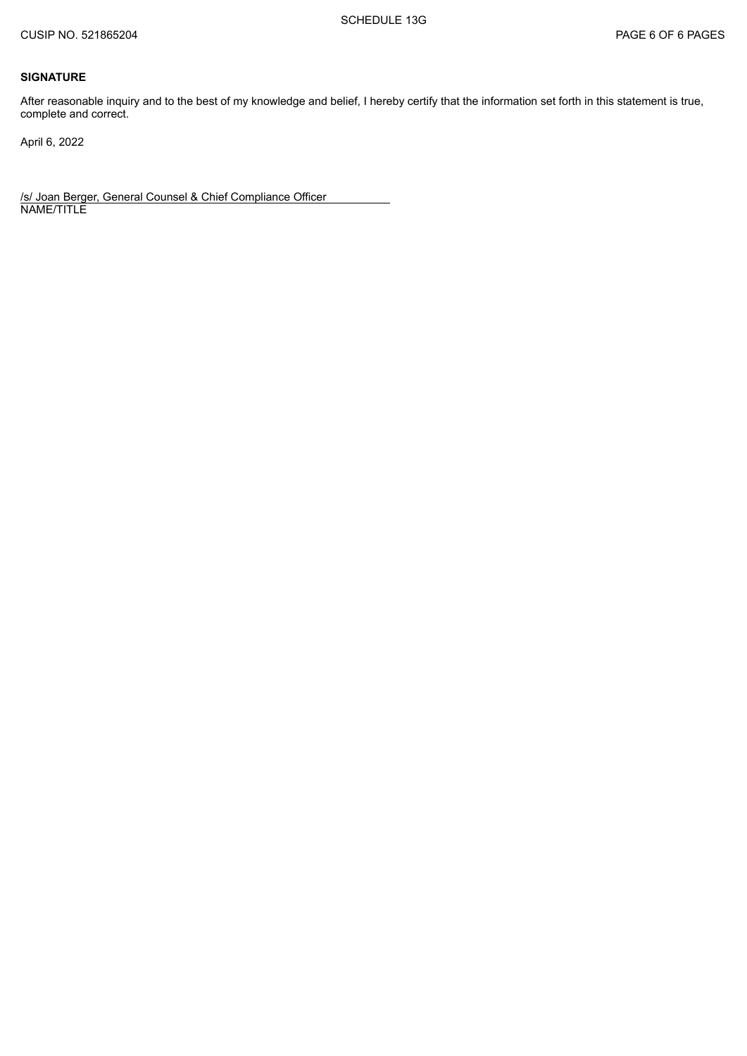**SIGNATURE**

After reasonable inquiry and to the best of my knowledge and belief, I hereby certify that the information set forth in this statement is true, complete and correct.

April 6, 2022

/s/ Joan Berger, General Counsel & Chief Compliance Officer
NAME/TITLE